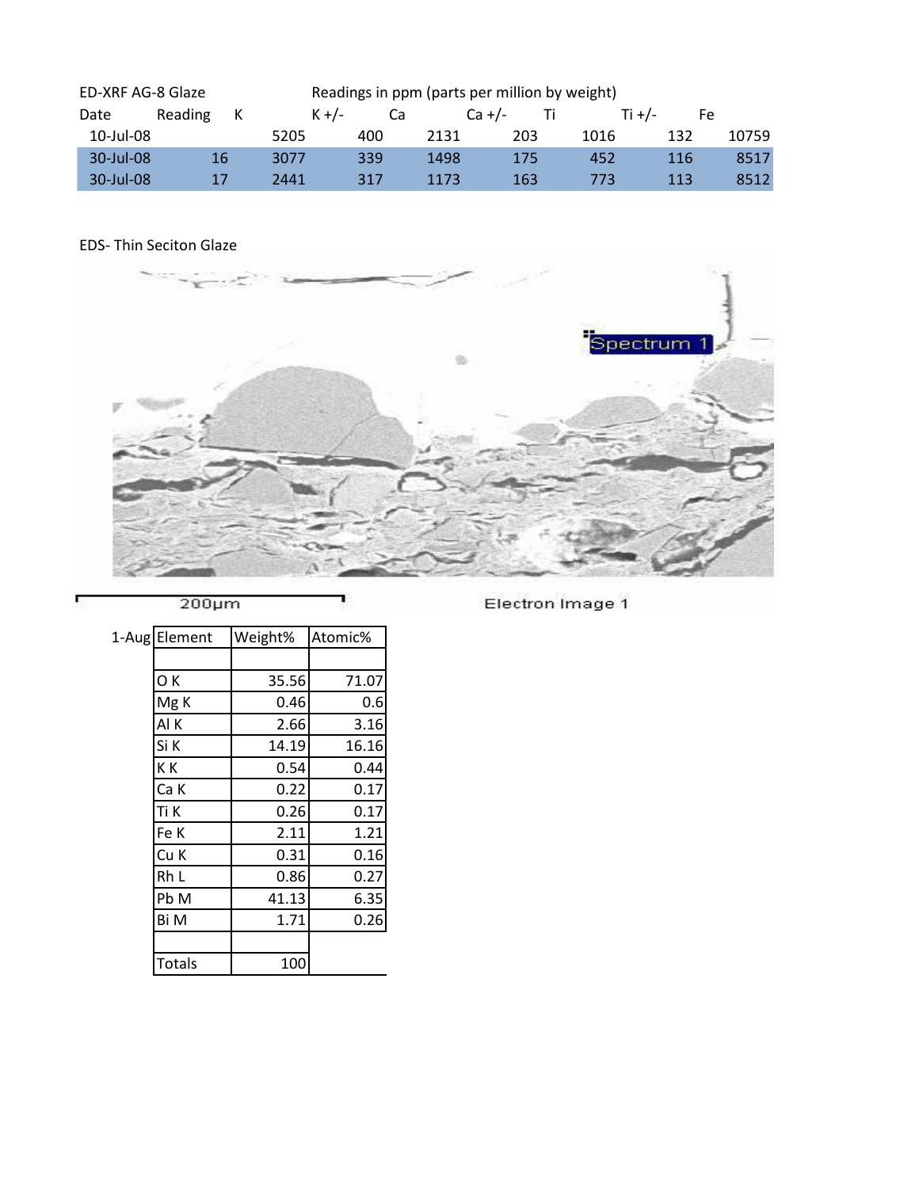ED-XRF AG-8 Glaze Readings in ppm (parts per million by weight)

| Date | Reading | K | K +/- | Ca | Ca +/- | Ti | Ti +/- | Fe |
|---|---|---|---|---|---|---|---|---|
| 10-Jul-08 | | 5205 | 400 | 2131 | 203 | 1016 | 132 | 10759 |
| 30-Jul-08 | 16 | 3077 | 339 | 1498 | 175 | 452 | 116 | 8517 |
| 30-Jul-08 | 17 | 2441 | 317 | 1173 | 163 | 773 | 113 | 8512 |

EDS- Thin Seciton Glaze

Spectrum 1

200µm Electron Image 1

1-Aug

| Element | Weight% | Atomic% |
|---|---|---|
| | | |
| O K | 35.56 | 71.07 |
| Mg K | 0.46 | 0.6 |
| Al K | 2.66 | 3.16 |
| Si K | 14.19 | 16.16 |
| K K | 0.54 | 0.44 |
| Ca K | 0.22 | 0.17 |
| Ti K | 0.26 | 0.17 |
| Fe K | 2.11 | 1.21 |
| Cu K | 0.31 | 0.16 |
| Rh L | 0.86 | 0.27 |
| Pb M | 41.13 | 6.35 |
| Bi M | 1.71 | 0.26 |
| | | |
| Totals | 100 | |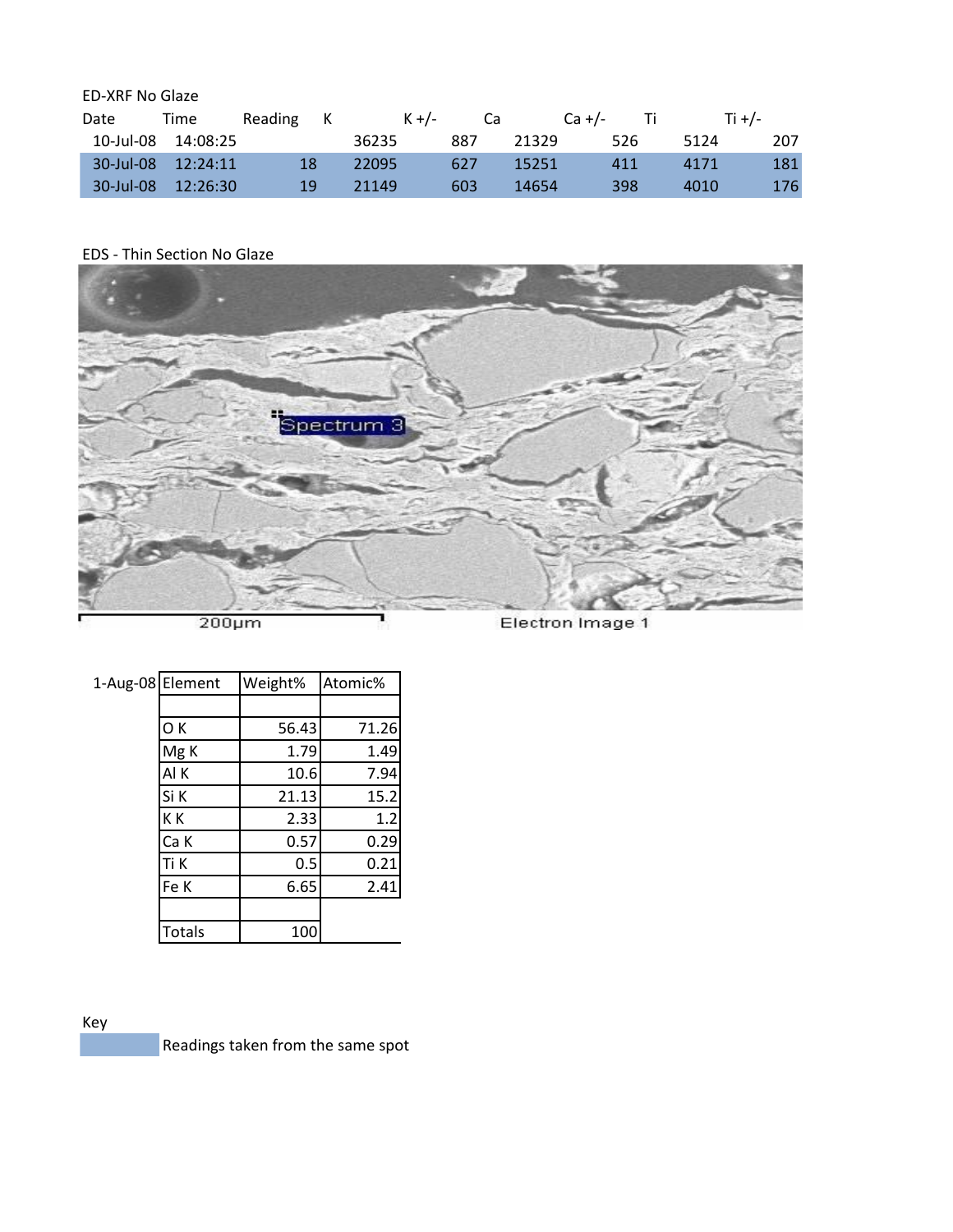ED-XRF No Glaze

| Date | Time | Reading | K | K +/- | Ca | Ca +/- | Ti | Ti +/- |
|---|---|---|---|---|---|---|---|---|
| 10-Jul-08 | 14:08:25 | | 36235 | 887 | 21329 | 526 | 5124 | 207 |
| 30-Jul-08 | 12:24:11 | 18 | 22095 | 627 | 15251 | 411 | 4171 | 181 |
| 30-Jul-08 | 12:26:30 | 19 | 21149 | 603 | 14654 | 398 | 4010 | 176 |

EDS - Thin Section No Glaze

Spectrum 3

200µm

Electron Image 1

| 1-Aug-08 | Element | Weight% | Atomic% |
|---|---|---|---|
| | | | |
| | O K | 56.43 | 71.26 |
| | Mg K | 1.79 | 1.49 |
| | Al K | 10.6 | 7.94 |
| | Si K | 21.13 | 15.2 |
| | K K | 2.33 | 1.2 |
| | Ca K | 0.57 | 0.29 |
| | Ti K | 0.5 | 0.21 |
| | Fe K | 6.65 | 2.41 |
| | | | |
| | Totals | 100 | |

Key

Readings taken from the same spot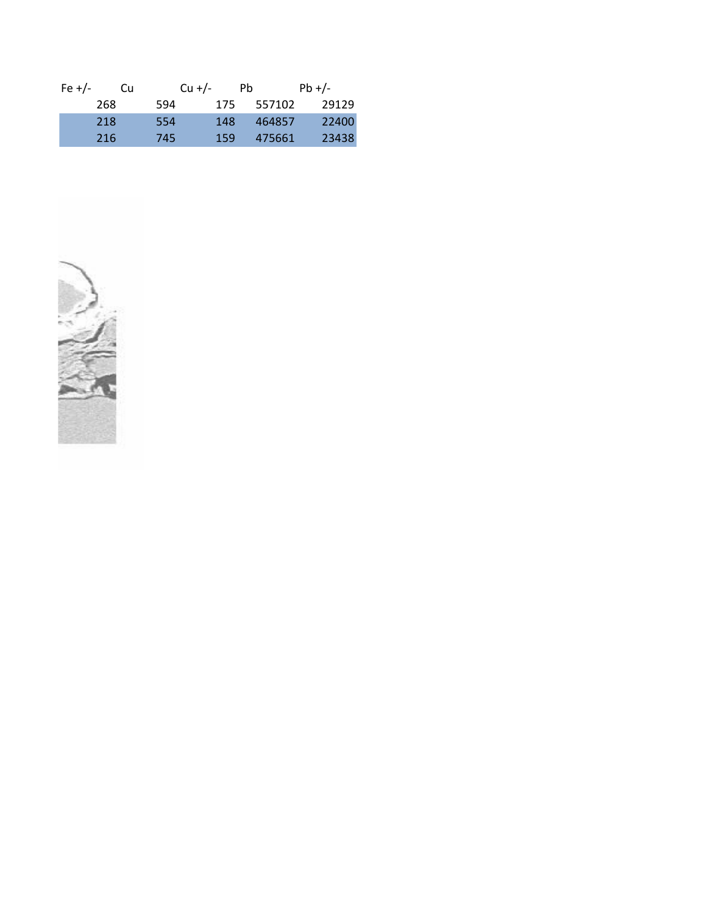| Fe +/- | Cu | Cu +/- | Pb | Pb +/- |
|---|---|---|---|---|
| 268 | 594 | 175 | 557102 | 29129 |
| 218 | 554 | 148 | 464857 | 22400 |
| 216 | 745 | 159 | 475661 | 23438 |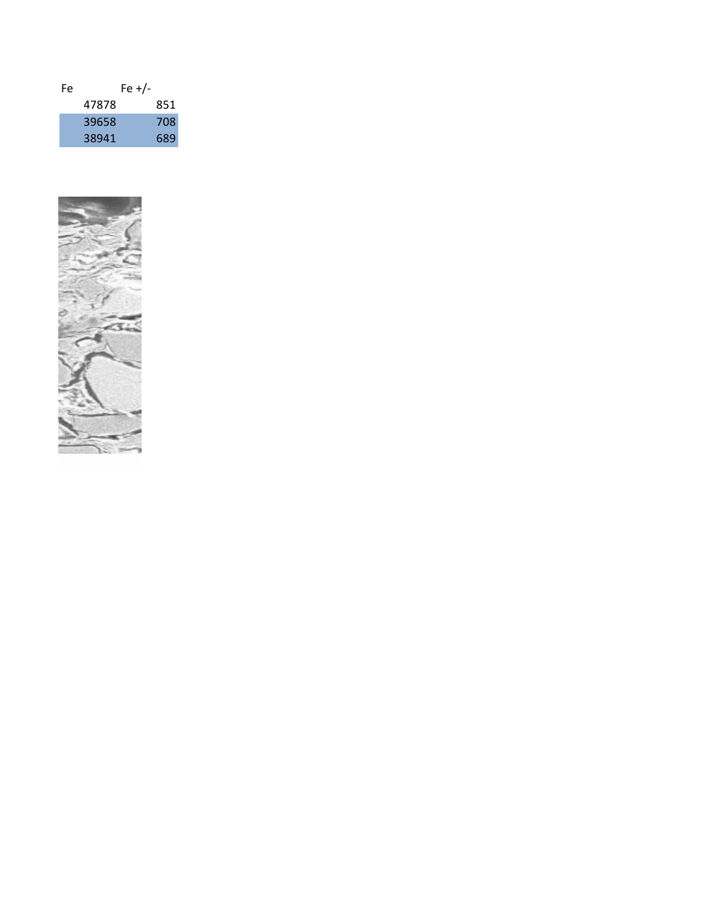| Fe | Fe +/- |
|---|---|
| 47878 | 851 |
| 39658 | 708 |
| 38941 | 689 |